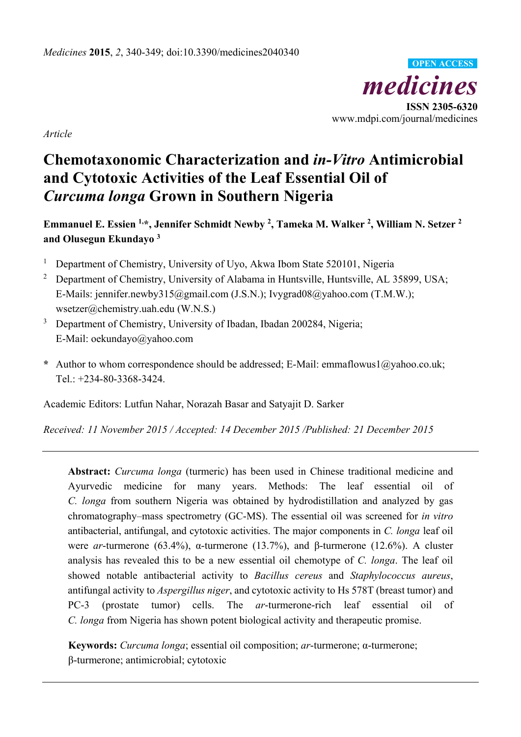*Article*

# Chemotaxonomic Characterization and *in-Vitro* Antimicrobial and Cytotoxic Activities of the Leaf Essential Oil of *Curcuma longa* Grown in Southern Nigeria

**Emmanuel E. Essien [1,*], Jennifer Schmidt Newby [2], Tameka M. Walker [2], William N. Setzer [2] and Olusegun Ekundayo [3]**

[1] Department of Chemistry, University of Uyo, Akwa Ibom State 520101, Nigeria

[2] Department of Chemistry, University of Alabama in Huntsville, Huntsville, AL 35899, USA; E-Mails: jennifer.newby315@gmail.com (J.S.N.); Ivygrad08@yahoo.com (T.M.W.); wsetzer@chemistry.uah.edu (W.N.S.)

[3] Department of Chemistry, University of Ibadan, Ibadan 200284, Nigeria; E-Mail: oekundayo@yahoo.com

\* Author to whom correspondence should be addressed; E-Mail: emmaflowus1@yahoo.co.uk; Tel.: +234-80-3368-3424.

Academic Editors: Lutfun Nahar, Norazah Basar and Satyajit D. Sarker

*Received: 11 November 2015 / Accepted: 14 December 2015 /Published: 21 December 2015*

---

**Abstract:** *Curcuma longa* (turmeric) has been used in Chinese traditional medicine and Ayurvedic medicine for many years. Methods: The leaf essential oil of *C. longa* from southern Nigeria was obtained by hydrodistillation and analyzed by gas chromatography–mass spectrometry (GC-MS). The essential oil was screened for *in vitro* antibacterial, antifungal, and cytotoxic activities. The major components in *C. longa* leaf oil were *ar*-turmerone (63.4%), α-turmerone (13.7%), and β-turmerone (12.6%). A cluster analysis has revealed this to be a new essential oil chemotype of *C. longa*. The leaf oil showed notable antibacterial activity to *Bacillus cereus* and *Staphylococcus aureus*, antifungal activity to *Aspergillus niger*, and cytotoxic activity to Hs 578T (breast tumor) and PC-3 (prostate tumor) cells. The *ar*-turmerone-rich leaf essential oil of *C. longa* from Nigeria has shown potent biological activity and therapeutic promise.

**Keywords:** *Curcuma longa*; essential oil composition; *ar*-turmerone; α-turmerone; β-turmerone; antimicrobial; cytotoxic

---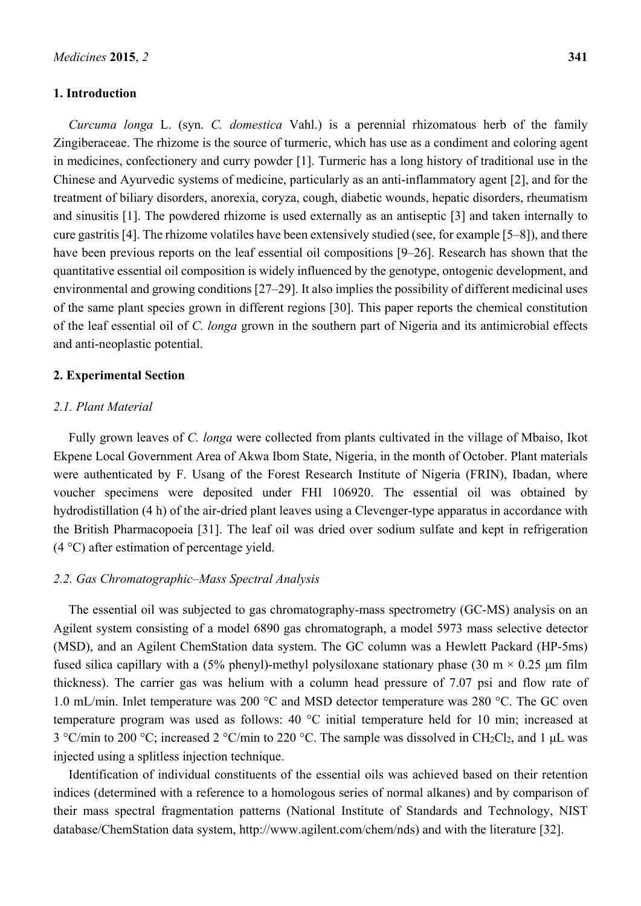## 1. Introduction

*Curcuma longa* L. (syn. *C. domestica* Vahl.) is a perennial rhizomatous herb of the family Zingiberaceae. The rhizome is the source of turmeric, which has use as a condiment and coloring agent in medicines, confectionery and curry powder [1]. Turmeric has a long history of traditional use in the Chinese and Ayurvedic systems of medicine, particularly as an anti-inflammatory agent [2], and for the treatment of biliary disorders, anorexia, coryza, cough, diabetic wounds, hepatic disorders, rheumatism and sinusitis [1]. The powdered rhizome is used externally as an antiseptic [3] and taken internally to cure gastritis [4]. The rhizome volatiles have been extensively studied (see, for example [5–8]), and there have been previous reports on the leaf essential oil compositions [9–26]. Research has shown that the quantitative essential oil composition is widely influenced by the genotype, ontogenic development, and environmental and growing conditions [27–29]. It also implies the possibility of different medicinal uses of the same plant species grown in different regions [30]. This paper reports the chemical constitution of the leaf essential oil of *C. longa* grown in the southern part of Nigeria and its antimicrobial effects and anti-neoplastic potential.

## 2. Experimental Section

### *2.1. Plant Material*

Fully grown leaves of *C. longa* were collected from plants cultivated in the village of Mbaiso, Ikot Ekpene Local Government Area of Akwa Ibom State, Nigeria, in the month of October. Plant materials were authenticated by F. Usang of the Forest Research Institute of Nigeria (FRIN), Ibadan, where voucher specimens were deposited under FHI 106920. The essential oil was obtained by hydrodistillation (4 h) of the air-dried plant leaves using a Clevenger-type apparatus in accordance with the British Pharmacopoeia [31]. The leaf oil was dried over sodium sulfate and kept in refrigeration (4 °C) after estimation of percentage yield.

### *2.2. Gas Chromatographic–Mass Spectral Analysis*

The essential oil was subjected to gas chromatography-mass spectrometry (GC-MS) analysis on an Agilent system consisting of a model 6890 gas chromatograph, a model 5973 mass selective detector (MSD), and an Agilent ChemStation data system. The GC column was a Hewlett Packard (HP-5ms) fused silica capillary with a (5% phenyl)-methyl polysiloxane stationary phase (30 m × 0.25 μm film thickness). The carrier gas was helium with a column head pressure of 7.07 psi and flow rate of 1.0 mL/min. Inlet temperature was 200 °C and MSD detector temperature was 280 °C. The GC oven temperature program was used as follows: 40 °C initial temperature held for 10 min; increased at 3 °C/min to 200 °C; increased 2 °C/min to 220 °C. The sample was dissolved in $CH_2Cl_2$, and 1 μL was injected using a splitless injection technique.

Identification of individual constituents of the essential oils was achieved based on their retention indices (determined with a reference to a homologous series of normal alkanes) and by comparison of their mass spectral fragmentation patterns (National Institute of Standards and Technology, NIST database/ChemStation data system, http://www.agilent.com/chem/nds) and with the literature [32].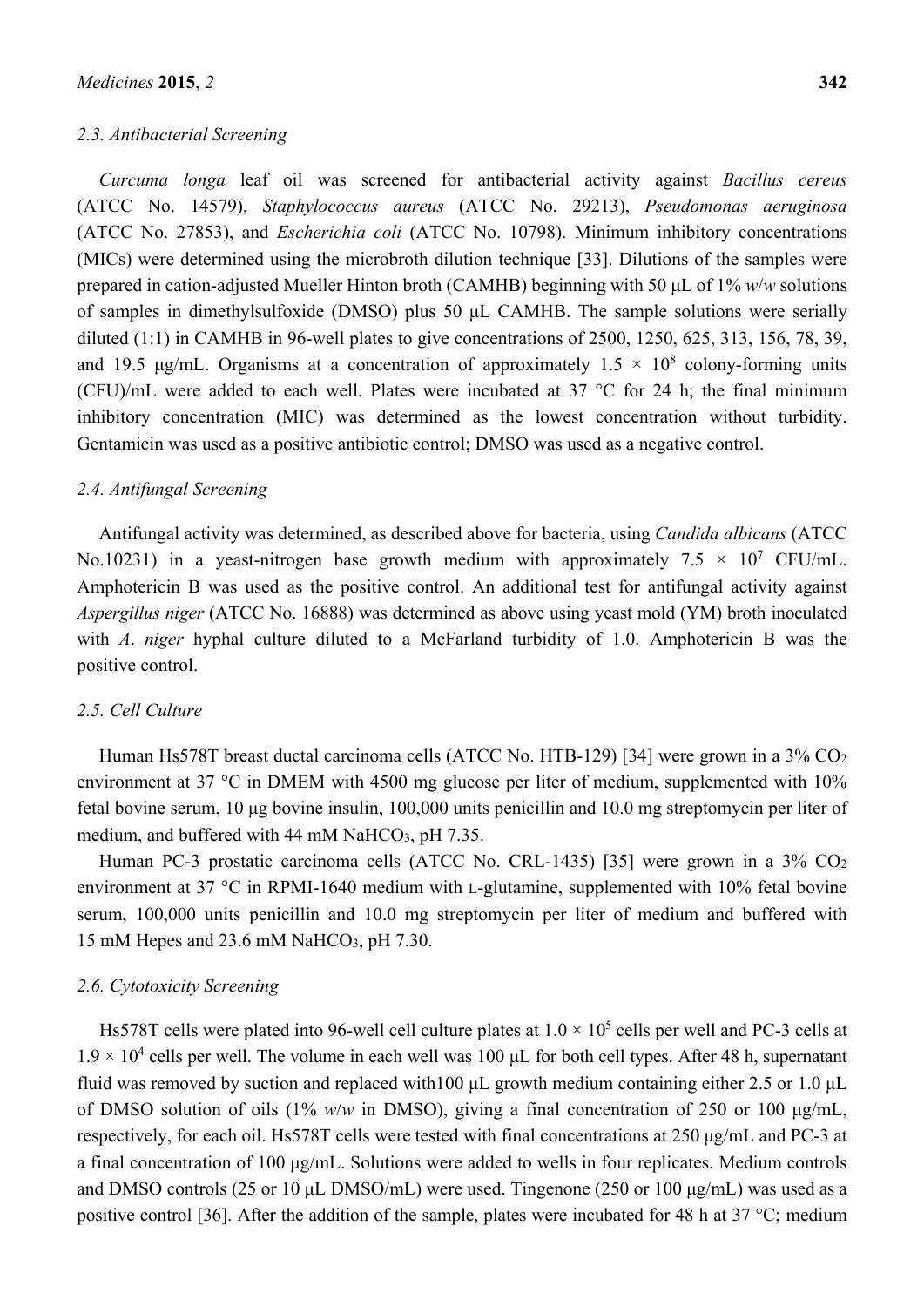### 2.3. Antibacterial Screening

*Curcuma longa* leaf oil was screened for antibacterial activity against *Bacillus cereus* (ATCC No. 14579), *Staphylococcus aureus* (ATCC No. 29213), *Pseudomonas aeruginosa* (ATCC No. 27853), and *Escherichia coli* (ATCC No. 10798). Minimum inhibitory concentrations (MICs) were determined using the microbroth dilution technique [33]. Dilutions of the samples were prepared in cation-adjusted Mueller Hinton broth (CAMHB) beginning with 50 μL of 1% *w*/*w* solutions of samples in dimethylsulfoxide (DMSO) plus 50 μL CAMHB. The sample solutions were serially diluted (1:1) in CAMHB in 96-well plates to give concentrations of 2500, 1250, 625, 313, 156, 78, 39, and 19.5 μg/mL. Organisms at a concentration of approximately $1.5 \times 10^8$ colony-forming units (CFU)/mL were added to each well. Plates were incubated at 37 °C for 24 h; the final minimum inhibitory concentration (MIC) was determined as the lowest concentration without turbidity. Gentamicin was used as a positive antibiotic control; DMSO was used as a negative control.

### 2.4. Antifungal Screening

Antifungal activity was determined, as described above for bacteria, using *Candida albicans* (ATCC No.10231) in a yeast-nitrogen base growth medium with approximately $7.5 \times 10^7$ CFU/mL. Amphotericin B was used as the positive control. An additional test for antifungal activity against *Aspergillus niger* (ATCC No. 16888) was determined as above using yeast mold (YM) broth inoculated with *A*. *niger* hyphal culture diluted to a McFarland turbidity of 1.0. Amphotericin B was the positive control.

### 2.5. Cell Culture

Human Hs578T breast ductal carcinoma cells (ATCC No. HTB-129) [34] were grown in a 3% $CO_2$ environment at 37 °C in DMEM with 4500 mg glucose per liter of medium, supplemented with 10% fetal bovine serum, 10 μg bovine insulin, 100,000 units penicillin and 10.0 mg streptomycin per liter of medium, and buffered with 44 mM $NaHCO_3$, pH 7.35.

Human PC-3 prostatic carcinoma cells (ATCC No. CRL-1435) [35] were grown in a 3% $CO_2$ environment at 37 °C in RPMI-1640 medium with L-glutamine, supplemented with 10% fetal bovine serum, 100,000 units penicillin and 10.0 mg streptomycin per liter of medium and buffered with 15 mM Hepes and 23.6 mM $NaHCO_3$, pH 7.30.

### 2.6. Cytotoxicity Screening

Hs578T cells were plated into 96-well cell culture plates at $1.0 \times 10^5$ cells per well and PC-3 cells at $1.9 \times 10^4$ cells per well. The volume in each well was 100 μL for both cell types. After 48 h, supernatant fluid was removed by suction and replaced with100 μL growth medium containing either 2.5 or 1.0 μL of DMSO solution of oils (1% *w*/*w* in DMSO), giving a final concentration of 250 or 100 μg/mL, respectively, for each oil. Hs578T cells were tested with final concentrations at 250 μg/mL and PC-3 at a final concentration of 100 μg/mL. Solutions were added to wells in four replicates. Medium controls and DMSO controls (25 or 10 μL DMSO/mL) were used. Tingenone (250 or 100 μg/mL) was used as a positive control [36]. After the addition of the sample, plates were incubated for 48 h at 37 °C; medium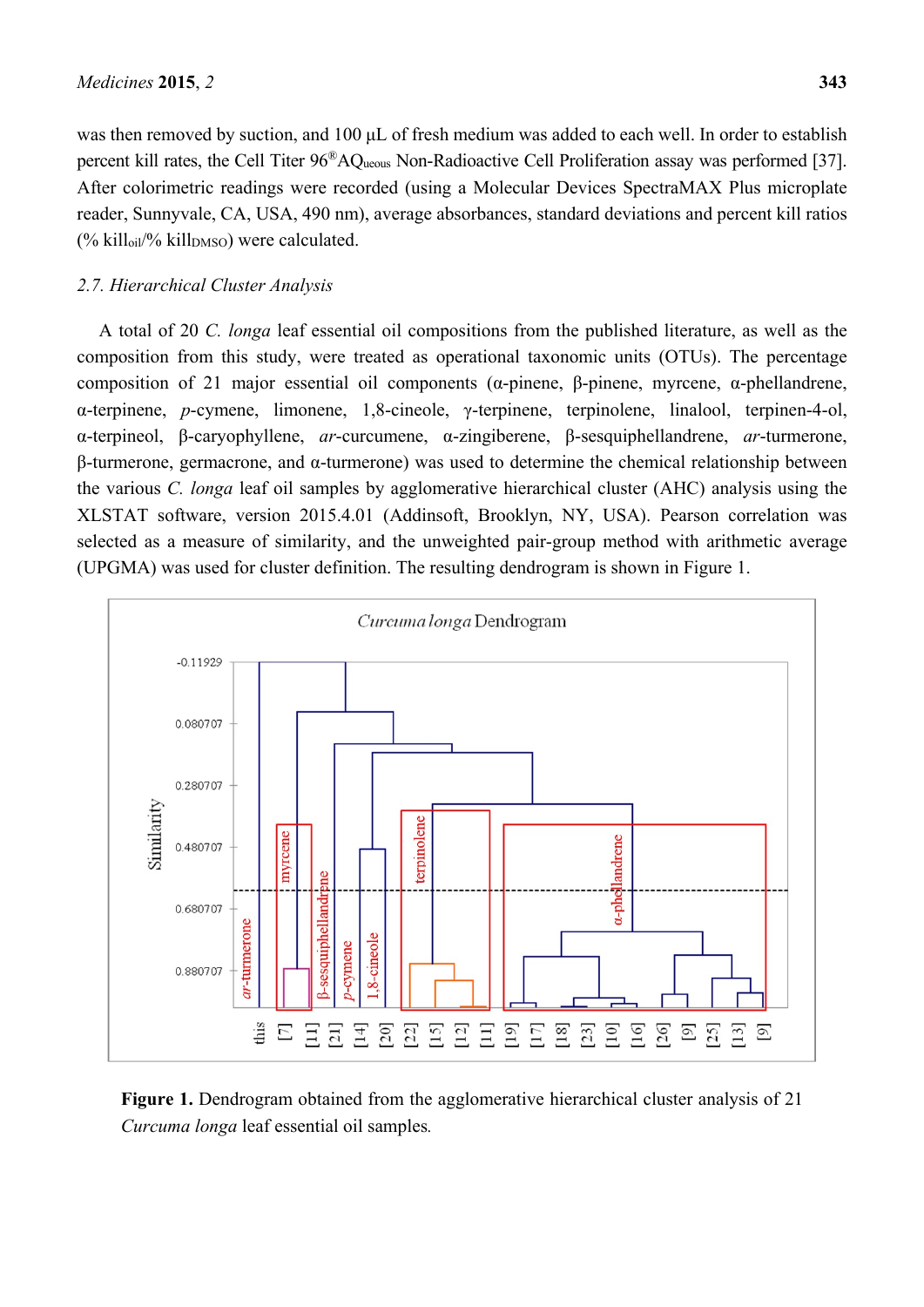was then removed by suction, and 100 µL of fresh medium was added to each well. In order to establish percent kill rates, the Cell Titer 96®AQ$_{ueous}$ Non-Radioactive Cell Proliferation assay was performed [37]. After colorimetric readings were recorded (using a Molecular Devices SpectraMAX Plus microplate reader, Sunnyvale, CA, USA, 490 nm), average absorbances, standard deviations and percent kill ratios (% kill$_{oil}$/% kill$_{DMSO}$) were calculated.

### 2.7. Hierarchical Cluster Analysis

A total of 20 *C. longa* leaf essential oil compositions from the published literature, as well as the composition from this study, were treated as operational taxonomic units (OTUs). The percentage composition of 21 major essential oil components (α-pinene, β-pinene, myrcene, α-phellandrene, α-terpinene, *p*-cymene, limonene, 1,8-cineole, γ-terpinene, terpinolene, linalool, terpinen-4-ol, α-terpineol, β-caryophyllene, *ar*-curcumene, α-zingiberene, β-sesquiphellandrene, *ar*-turmerone, β-turmerone, germacrone, and α-turmerone) was used to determine the chemical relationship between the various *C. longa* leaf oil samples by agglomerative hierarchical cluster (AHC) analysis using the XLSTAT software, version 2015.4.01 (Addinsoft, Brooklyn, NY, USA). Pearson correlation was selected as a measure of similarity, and the unweighted pair-group method with arithmetic average (UPGMA) was used for cluster definition. The resulting dendrogram is shown in Figure 1.

**Figure 1.** Dendrogram obtained from the agglomerative hierarchical cluster analysis of 21 *Curcuma longa* leaf essential oil samples.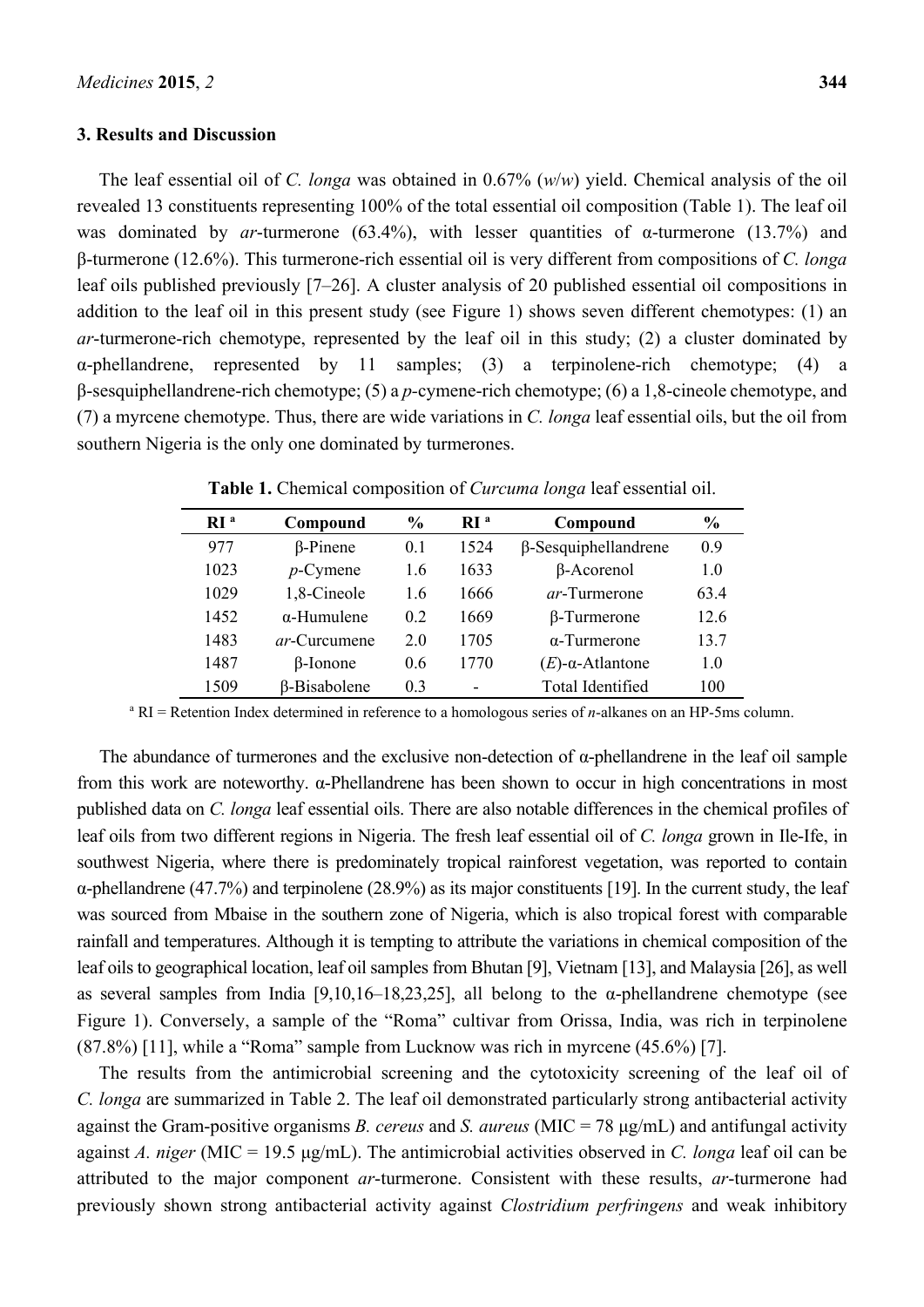## 3. Results and Discussion

The leaf essential oil of *C. longa* was obtained in 0.67% (*w*/*w*) yield. Chemical analysis of the oil revealed 13 constituents representing 100% of the total essential oil composition (Table 1). The leaf oil was dominated by *ar*-turmerone (63.4%), with lesser quantities of α-turmerone (13.7%) and β-turmerone (12.6%). This turmerone-rich essential oil is very different from compositions of *C. longa* leaf oils published previously [7–26]. A cluster analysis of 20 published essential oil compositions in addition to the leaf oil in this present study (see Figure 1) shows seven different chemotypes: (1) an *ar*-turmerone-rich chemotype, represented by the leaf oil in this study; (2) a cluster dominated by α-phellandrene, represented by 11 samples; (3) a terpinolene-rich chemotype; (4) a β-sesquiphellandrene-rich chemotype; (5) a *p*-cymene-rich chemotype; (6) a 1,8-cineole chemotype, and (7) a myrcene chemotype. Thus, there are wide variations in *C. longa* leaf essential oils, but the oil from southern Nigeria is the only one dominated by turmerones.

**Table 1.** Chemical composition of *Curcuma longa* leaf essential oil.

| RI [a] | Compound | % | RI [a] | Compound | % |
|---|---|---|---|---|---|
| 977 | β-Pinene | 0.1 | 1524 | β-Sesquiphellandrene | 0.9 |
| 1023 | *p*-Cymene | 1.6 | 1633 | β-Acorenol | 1.0 |
| 1029 | 1,8-Cineole | 1.6 | 1666 | *ar*-Turmerone | 63.4 |
| 1452 | α-Humulene | 0.2 | 1669 | β-Turmerone | 12.6 |
| 1483 | *ar*-Curcumene | 2.0 | 1705 | α-Turmerone | 13.7 |
| 1487 | β-Ionone | 0.6 | 1770 | (*E*)-α-Atlantone | 1.0 |
| 1509 | β-Bisabolene | 0.3 | - | Total Identified | 100 |

[a] RI = Retention Index determined in reference to a homologous series of *n*-alkanes on an HP-5ms column.

The abundance of turmerones and the exclusive non-detection of α-phellandrene in the leaf oil sample from this work are noteworthy. α-Phellandrene has been shown to occur in high concentrations in most published data on *C. longa* leaf essential oils. There are also notable differences in the chemical profiles of leaf oils from two different regions in Nigeria. The fresh leaf essential oil of *C. longa* grown in Ile-Ife, in southwest Nigeria, where there is predominately tropical rainforest vegetation, was reported to contain α-phellandrene (47.7%) and terpinolene (28.9%) as its major constituents [19]. In the current study, the leaf was sourced from Mbaise in the southern zone of Nigeria, which is also tropical forest with comparable rainfall and temperatures. Although it is tempting to attribute the variations in chemical composition of the leaf oils to geographical location, leaf oil samples from Bhutan [9], Vietnam [13], and Malaysia [26], as well as several samples from India [9,10,16–18,23,25], all belong to the α-phellandrene chemotype (see Figure 1). Conversely, a sample of the "Roma" cultivar from Orissa, India, was rich in terpinolene (87.8%) [11], while a "Roma" sample from Lucknow was rich in myrcene (45.6%) [7].

The results from the antimicrobial screening and the cytotoxicity screening of the leaf oil of *C. longa* are summarized in Table 2. The leaf oil demonstrated particularly strong antibacterial activity against the Gram-positive organisms *B. cereus* and *S. aureus* (MIC = 78 μg/mL) and antifungal activity against *A. niger* (MIC = 19.5 μg/mL). The antimicrobial activities observed in *C. longa* leaf oil can be attributed to the major component *ar*-turmerone. Consistent with these results, *ar*-turmerone had previously shown strong antibacterial activity against *Clostridium perfringens* and weak inhibitory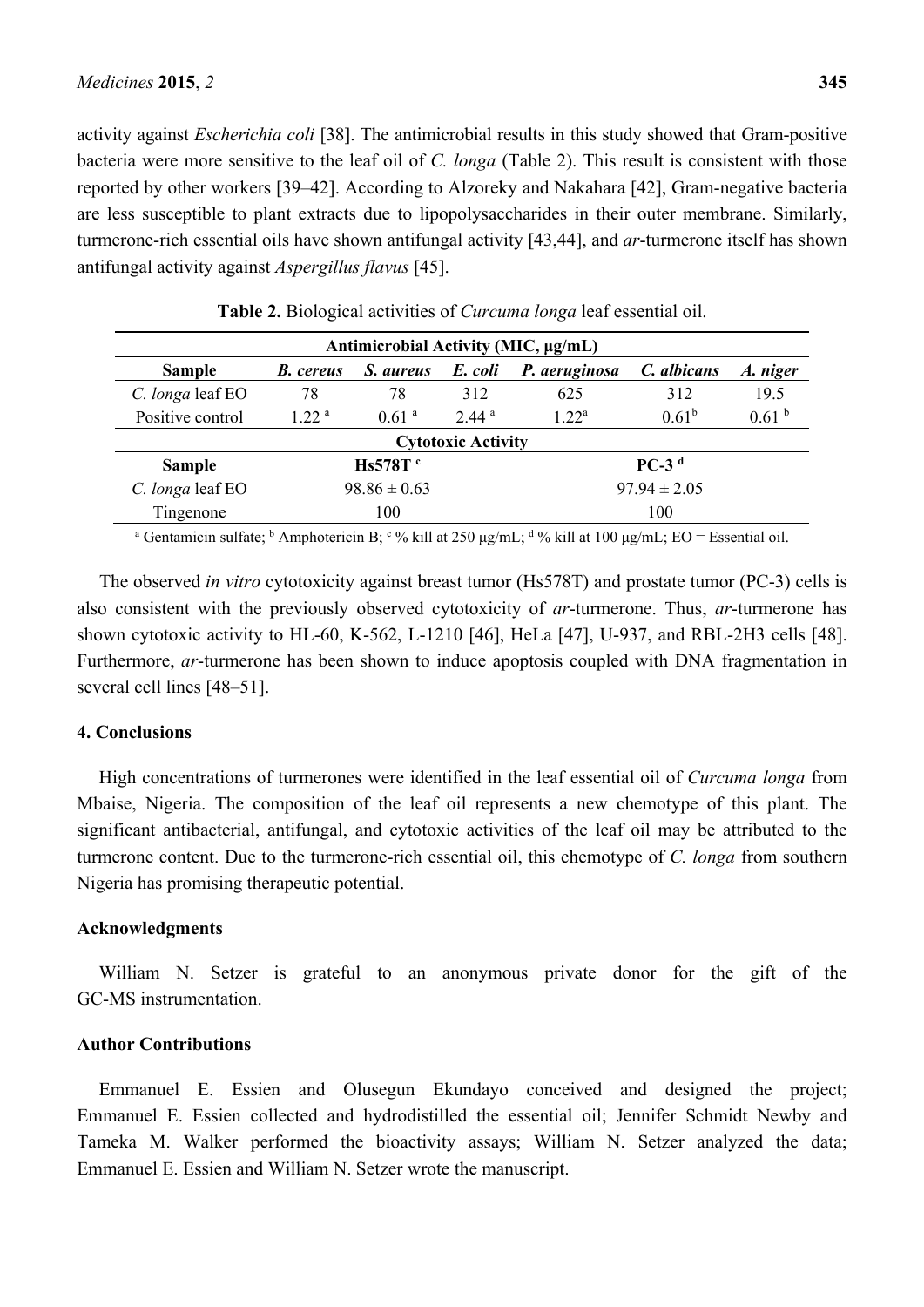activity against *Escherichia coli* [38]. The antimicrobial results in this study showed that Gram-positive bacteria were more sensitive to the leaf oil of *C. longa* (Table 2). This result is consistent with those reported by other workers [39–42]. According to Alzoreky and Nakahara [42], Gram-negative bacteria are less susceptible to plant extracts due to lipopolysaccharides in their outer membrane. Similarly, turmerone-rich essential oils have shown antifungal activity [43,44], and *ar*-turmerone itself has shown antifungal activity against *Aspergillus flavus* [45].

**Table 2.** Biological activities of *Curcuma longa* leaf essential oil.

| Antimicrobial Activity (MIC, μg/mL) | | | | | | |
|---|---|---|---|---|---|---|
| **Sample** | ***B. cereus*** | ***S. aureus*** | ***E. coli*** | ***P. aeruginosa*** | ***C. albicans*** | ***A. niger*** |
| *C. longa* leaf EO | 78 | 78 | 312 | 625 | 312 | 19.5 |
| Positive control | 1.22 [a] | 0.61 [a] | 2.44 [a] | 1.22 [a] | 0.61 [b] | 0.61 [b] |
| **Cytotoxic Activity** | | | | | | |
| **Sample** | **Hs578T [c]** | | | **PC-3 [d]** | | |
| *C. longa* leaf EO | $98.86 \pm 0.63$ | | | $97.94 \pm 2.05$ | | |
| Tingenone | 100 | | | 100 | | |

[a] Gentamicin sulfate; [b] Amphotericin B; [c] % kill at 250 μg/mL; [d] % kill at 100 μg/mL; EO = Essential oil.

The observed *in vitro* cytotoxicity against breast tumor (Hs578T) and prostate tumor (PC-3) cells is also consistent with the previously observed cytotoxicity of *ar*-turmerone. Thus, *ar*-turmerone has shown cytotoxic activity to HL-60, K-562, L-1210 [46], HeLa [47], U-937, and RBL-2H3 cells [48]. Furthermore, *ar*-turmerone has been shown to induce apoptosis coupled with DNA fragmentation in several cell lines [48–51].

## 4. Conclusions

High concentrations of turmerones were identified in the leaf essential oil of *Curcuma longa* from Mbaise, Nigeria. The composition of the leaf oil represents a new chemotype of this plant. The significant antibacterial, antifungal, and cytotoxic activities of the leaf oil may be attributed to the turmerone content. Due to the turmerone-rich essential oil, this chemotype of *C. longa* from southern Nigeria has promising therapeutic potential.

## Acknowledgments

William N. Setzer is grateful to an anonymous private donor for the gift of the GC-MS instrumentation.

## Author Contributions

Emmanuel E. Essien and Olusegun Ekundayo conceived and designed the project; Emmanuel E. Essien collected and hydrodistilled the essential oil; Jennifer Schmidt Newby and Tameka M. Walker performed the bioactivity assays; William N. Setzer analyzed the data; Emmanuel E. Essien and William N. Setzer wrote the manuscript.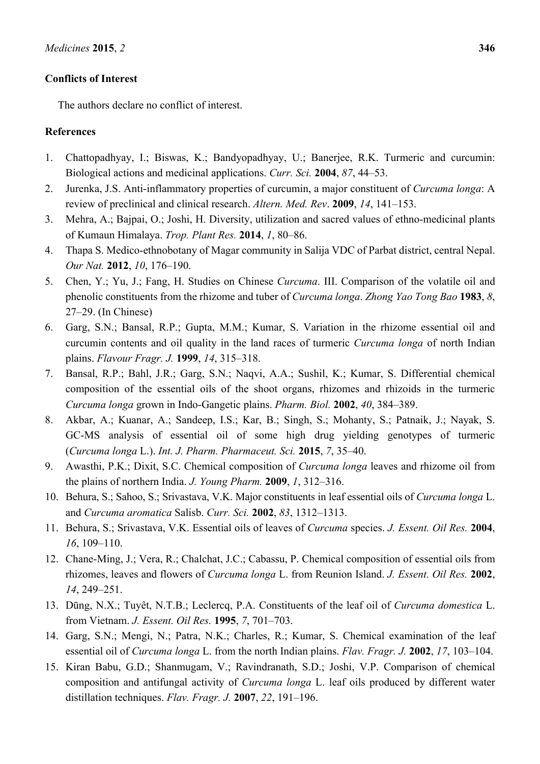## Conflicts of Interest

The authors declare no conflict of interest.

## References

1. Chattopadhyay, I.; Biswas, K.; Bandyopadhyay, U.; Banerjee, R.K. Turmeric and curcumin: Biological actions and medicinal applications. *Curr. Sci.* **2004**, *87*, 44–53.
2. Jurenka, J.S. Anti-inflammatory properties of curcumin, a major constituent of *Curcuma longa*: A review of preclinical and clinical research. *Altern. Med. Rev*. **2009**, *14*, 141–153.
3. Mehra, A.; Bajpai, O.; Joshi, H. Diversity, utilization and sacred values of ethno-medicinal plants of Kumaun Himalaya. *Trop. Plant Res.* **2014**, *1*, 80–86.
4. Thapa S. Medico-ethnobotany of Magar community in Salija VDC of Parbat district, central Nepal. *Our Nat.* **2012**, *10*, 176–190.
5. Chen, Y.; Yu, J.; Fang, H. Studies on Chinese *Curcuma*. III. Comparison of the volatile oil and phenolic constituents from the rhizome and tuber of *Curcuma longa*. *Zhong Yao Tong Bao* **1983**, *8*, 27–29. (In Chinese)
6. Garg, S.N.; Bansal, R.P.; Gupta, M.M.; Kumar, S. Variation in the rhizome essential oil and curcumin contents and oil quality in the land races of turmeric *Curcuma longa* of north Indian plains. *Flavour Fragr. J.* **1999**, *14*, 315–318.
7. Bansal, R.P.; Bahl, J.R.; Garg, S.N.; Naqvi, A.A.; Sushil, K.; Kumar, S. Differential chemical composition of the essential oils of the shoot organs, rhizomes and rhizoids in the turmeric *Curcuma longa* grown in Indo-Gangetic plains. *Pharm. Biol.* **2002**, *40*, 384–389.
8. Akbar, A.; Kuanar, A.; Sandeep, I.S.; Kar, B.; Singh, S.; Mohanty, S.; Patnaik, J.; Nayak, S. GC-MS analysis of essential oil of some high drug yielding genotypes of turmeric (*Curcuma longa* L.). *Int. J. Pharm. Pharmaceut. Sci.* **2015**, *7*, 35–40.
9. Awasthi, P.K.; Dixit, S.C. Chemical composition of *Curcuma longa* leaves and rhizome oil from the plains of northern India. *J. Young Pharm.* **2009**, *1*, 312–316.
10. Behura, S.; Sahoo, S.; Srivastava, V.K. Major constituents in leaf essential oils of *Curcuma longa* L. and *Curcuma aromatica* Salisb. *Curr. Sci.* **2002**, *83*, 1312–1313.
11. Behura, S.; Srivastava, V.K. Essential oils of leaves of *Curcuma* species. *J. Essent. Oil Res.* **2004**, *16*, 109–110.
12. Chane-Ming, J.; Vera, R.; Chalchat, J.C.; Cabassu, P. Chemical composition of essential oils from rhizomes, leaves and flowers of *Curcuma longa* L. from Reunion Island. *J. Essent. Oil Res.* **2002**, *14*, 249–251.
13. Dūng, N.X.; Tuyêt, N.T.B.; Leclercq, P.A. Constituents of the leaf oil of *Curcuma domestica* L. from Vietnam. *J. Essent. Oil Res.* **1995**, *7*, 701–703.
14. Garg, S.N.; Mengi, N.; Patra, N.K.; Charles, R.; Kumar, S. Chemical examination of the leaf essential oil of *Curcuma longa* L. from the north Indian plains. *Flav. Fragr. J.* **2002**, *17*, 103–104.
15. Kiran Babu, G.D.; Shanmugam, V.; Ravindranath, S.D.; Joshi, V.P. Comparison of chemical composition and antifungal activity of *Curcuma longa* L. leaf oils produced by different water distillation techniques. *Flav. Fragr. J.* **2007**, *22*, 191–196.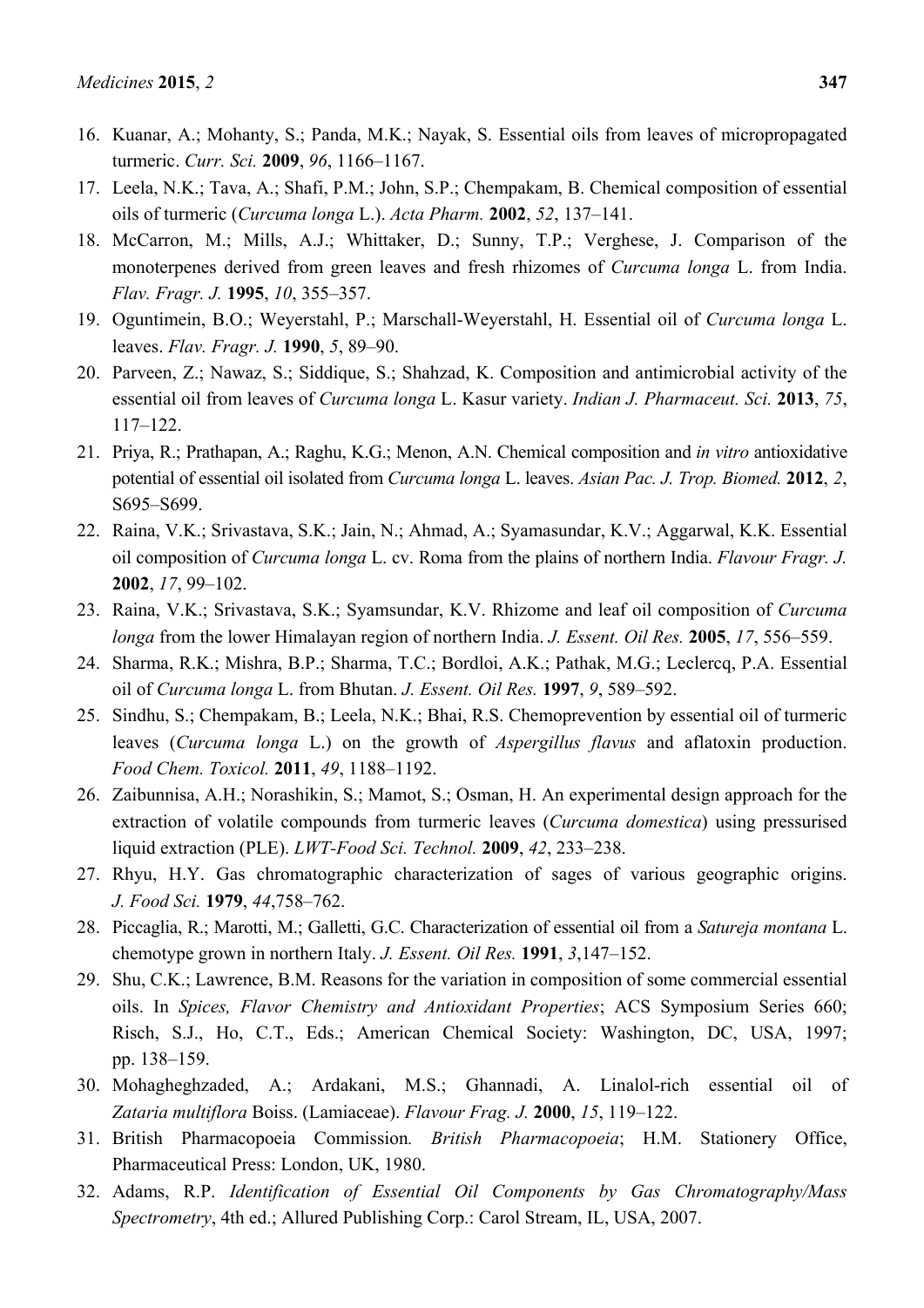16. Kuanar, A.; Mohanty, S.; Panda, M.K.; Nayak, S. Essential oils from leaves of micropropagated turmeric. *Curr. Sci.* **2009**, *96*, 1166–1167.
17. Leela, N.K.; Tava, A.; Shafi, P.M.; John, S.P.; Chempakam, B. Chemical composition of essential oils of turmeric (*Curcuma longa* L.). *Acta Pharm.* **2002**, *52*, 137–141.
18. McCarron, M.; Mills, A.J.; Whittaker, D.; Sunny, T.P.; Verghese, J. Comparison of the monoterpenes derived from green leaves and fresh rhizomes of *Curcuma longa* L. from India. *Flav. Fragr. J.* **1995**, *10*, 355–357.
19. Oguntimein, B.O.; Weyerstahl, P.; Marschall-Weyerstahl, H. Essential oil of *Curcuma longa* L. leaves. *Flav. Fragr. J.* **1990**, *5*, 89–90.
20. Parveen, Z.; Nawaz, S.; Siddique, S.; Shahzad, K. Composition and antimicrobial activity of the essential oil from leaves of *Curcuma longa* L. Kasur variety. *Indian J. Pharmaceut. Sci.* **2013**, *75*, 117–122.
21. Priya, R.; Prathapan, A.; Raghu, K.G.; Menon, A.N. Chemical composition and *in vitro* antioxidative potential of essential oil isolated from *Curcuma longa* L. leaves. *Asian Pac. J. Trop. Biomed.* **2012**, *2*, S695–S699.
22. Raina, V.K.; Srivastava, S.K.; Jain, N.; Ahmad, A.; Syamasundar, K.V.; Aggarwal, K.K. Essential oil composition of *Curcuma longa* L. cv. Roma from the plains of northern India. *Flavour Fragr. J.* **2002**, *17*, 99–102.
23. Raina, V.K.; Srivastava, S.K.; Syamsundar, K.V. Rhizome and leaf oil composition of *Curcuma longa* from the lower Himalayan region of northern India. *J. Essent. Oil Res.* **2005**, *17*, 556–559.
24. Sharma, R.K.; Mishra, B.P.; Sharma, T.C.; Bordloi, A.K.; Pathak, M.G.; Leclercq, P.A. Essential oil of *Curcuma longa* L. from Bhutan. *J. Essent. Oil Res.* **1997**, *9*, 589–592.
25. Sindhu, S.; Chempakam, B.; Leela, N.K.; Bhai, R.S. Chemoprevention by essential oil of turmeric leaves (*Curcuma longa* L.) on the growth of *Aspergillus flavus* and aflatoxin production. *Food Chem. Toxicol.* **2011**, *49*, 1188–1192.
26. Zaibunnisa, A.H.; Norashikin, S.; Mamot, S.; Osman, H. An experimental design approach for the extraction of volatile compounds from turmeric leaves (*Curcuma domestica*) using pressurised liquid extraction (PLE). *LWT-Food Sci. Technol.* **2009**, *42*, 233–238.
27. Rhyu, H.Y. Gas chromatographic characterization of sages of various geographic origins. *J. Food Sci.* **1979**, *44*,758–762.
28. Piccaglia, R.; Marotti, M.; Galletti, G.C. Characterization of essential oil from a *Satureja montana* L. chemotype grown in northern Italy. *J. Essent. Oil Res.* **1991**, *3*,147–152.
29. Shu, C.K.; Lawrence, B.M. Reasons for the variation in composition of some commercial essential oils. In *Spices, Flavor Chemistry and Antioxidant Properties*; ACS Symposium Series 660; Risch, S.J., Ho, C.T., Eds.; American Chemical Society: Washington, DC, USA, 1997; pp. 138–159.
30. Mohagheghzaded, A.; Ardakani, M.S.; Ghannadi, A. Linalol-rich essential oil of *Zataria multiflora* Boiss. (Lamiaceae). *Flavour Frag. J.* **2000**, *15*, 119–122.
31. British Pharmacopoeia Commission*. British Pharmacopoeia*; H.M. Stationery Office, Pharmaceutical Press: London, UK, 1980.
32. Adams, R.P. *Identification of Essential Oil Components by Gas Chromatography/Mass Spectrometry*, 4th ed.; Allured Publishing Corp.: Carol Stream, IL, USA, 2007.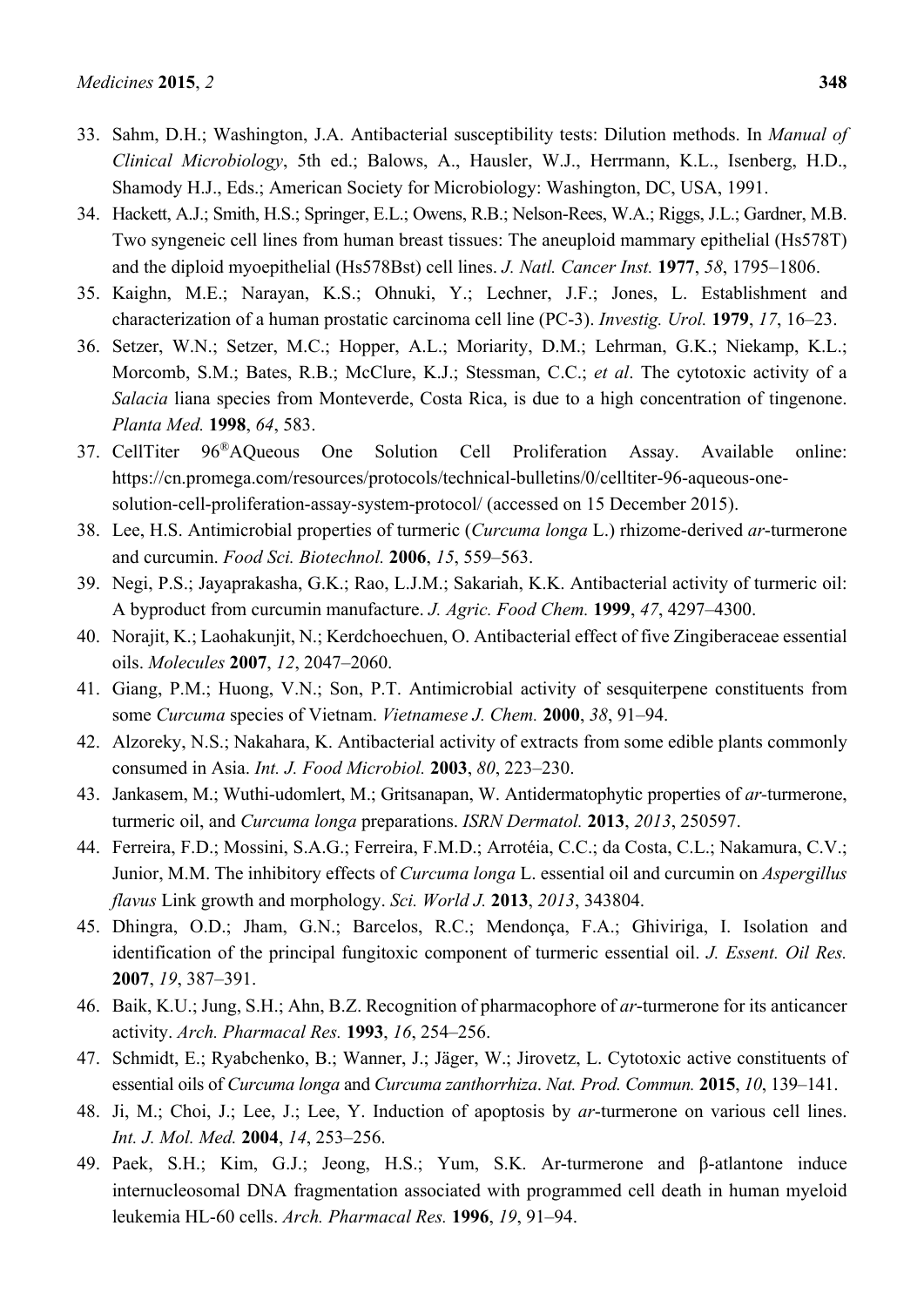33. Sahm, D.H.; Washington, J.A. Antibacterial susceptibility tests: Dilution methods. In *Manual of Clinical Microbiology*, 5th ed.; Balows, A., Hausler, W.J., Herrmann, K.L., Isenberg, H.D., Shamody H.J., Eds.; American Society for Microbiology: Washington, DC, USA, 1991.
34. Hackett, A.J.; Smith, H.S.; Springer, E.L.; Owens, R.B.; Nelson-Rees, W.A.; Riggs, J.L.; Gardner, M.B. Two syngeneic cell lines from human breast tissues: The aneuploid mammary epithelial (Hs578T) and the diploid myoepithelial (Hs578Bst) cell lines. *J. Natl. Cancer Inst.* **1977**, *58*, 1795–1806.
35. Kaighn, M.E.; Narayan, K.S.; Ohnuki, Y.; Lechner, J.F.; Jones, L. Establishment and characterization of a human prostatic carcinoma cell line (PC-3). *Investig. Urol.* **1979**, *17*, 16–23.
36. Setzer, W.N.; Setzer, M.C.; Hopper, A.L.; Moriarity, D.M.; Lehrman, G.K.; Niekamp, K.L.; Morcomb, S.M.; Bates, R.B.; McClure, K.J.; Stessman, C.C.; *et al*. The cytotoxic activity of a *Salacia* liana species from Monteverde, Costa Rica, is due to a high concentration of tingenone. *Planta Med.* **1998**, *64*, 583.
37. CellTiter 96®AQueous One Solution Cell Proliferation Assay. Available online: https://cn.promega.com/resources/protocols/technical-bulletins/0/celltiter-96-aqueous-one-solution-cell-proliferation-assay-system-protocol/ (accessed on 15 December 2015).
38. Lee, H.S. Antimicrobial properties of turmeric (*Curcuma longa* L.) rhizome-derived *ar*-turmerone and curcumin. *Food Sci. Biotechnol.* **2006**, *15*, 559–563.
39. Negi, P.S.; Jayaprakasha, G.K.; Rao, L.J.M.; Sakariah, K.K. Antibacterial activity of turmeric oil: A byproduct from curcumin manufacture. *J. Agric. Food Chem.* **1999**, *47*, 4297–4300.
40. Norajit, K.; Laohakunjit, N.; Kerdchoechuen, O. Antibacterial effect of five Zingiberaceae essential oils. *Molecules* **2007**, *12*, 2047–2060.
41. Giang, P.M.; Huong, V.N.; Son, P.T. Antimicrobial activity of sesquiterpene constituents from some *Curcuma* species of Vietnam. *Vietnamese J. Chem.* **2000**, *38*, 91–94.
42. Alzoreky, N.S.; Nakahara, K. Antibacterial activity of extracts from some edible plants commonly consumed in Asia. *Int. J. Food Microbiol.* **2003**, *80*, 223–230.
43. Jankasem, M.; Wuthi-udomlert, M.; Gritsanapan, W. Antidermatophytic properties of *ar*-turmerone, turmeric oil, and *Curcuma longa* preparations. *ISRN Dermatol.* **2013**, *2013*, 250597.
44. Ferreira, F.D.; Mossini, S.A.G.; Ferreira, F.M.D.; Arrotéia, C.C.; da Costa, C.L.; Nakamura, C.V.; Junior, M.M. The inhibitory effects of *Curcuma longa* L. essential oil and curcumin on *Aspergillus flavus* Link growth and morphology. *Sci. World J.* **2013**, *2013*, 343804.
45. Dhingra, O.D.; Jham, G.N.; Barcelos, R.C.; Mendonça, F.A.; Ghiviriga, I. Isolation and identification of the principal fungitoxic component of turmeric essential oil. *J. Essent. Oil Res.* **2007**, *19*, 387–391.
46. Baik, K.U.; Jung, S.H.; Ahn, B.Z. Recognition of pharmacophore of *ar*-turmerone for its anticancer activity. *Arch. Pharmacal Res.* **1993**, *16*, 254–256.
47. Schmidt, E.; Ryabchenko, B.; Wanner, J.; Jäger, W.; Jirovetz, L. Cytotoxic active constituents of essential oils of *Curcuma longa* and *Curcuma zanthorrhiza*. *Nat. Prod. Commun.* **2015**, *10*, 139–141.
48. Ji, M.; Choi, J.; Lee, J.; Lee, Y. Induction of apoptosis by *ar*-turmerone on various cell lines. *Int. J. Mol. Med.* **2004**, *14*, 253–256.
49. Paek, S.H.; Kim, G.J.; Jeong, H.S.; Yum, S.K. Ar-turmerone and β-atlantone induce internucleosomal DNA fragmentation associated with programmed cell death in human myeloid leukemia HL-60 cells. *Arch. Pharmacal Res.* **1996**, *19*, 91–94.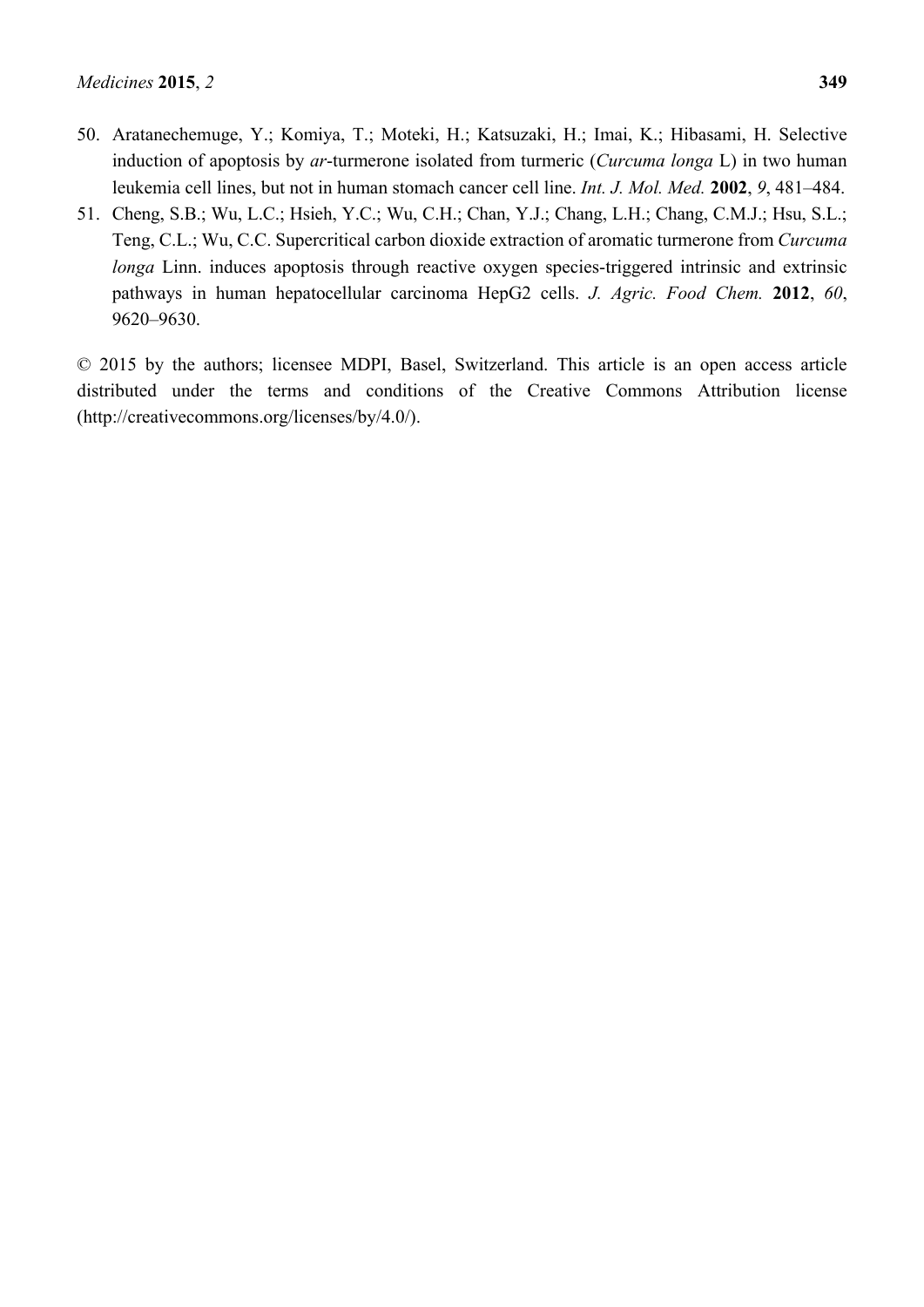50. Aratanechemuge, Y.; Komiya, T.; Moteki, H.; Katsuzaki, H.; Imai, K.; Hibasami, H. Selective induction of apoptosis by *ar*-turmerone isolated from turmeric (*Curcuma longa* L) in two human leukemia cell lines, but not in human stomach cancer cell line. *Int. J. Mol. Med.* **2002**, *9*, 481–484.
51. Cheng, S.B.; Wu, L.C.; Hsieh, Y.C.; Wu, C.H.; Chan, Y.J.; Chang, L.H.; Chang, C.M.J.; Hsu, S.L.; Teng, C.L.; Wu, C.C. Supercritical carbon dioxide extraction of aromatic turmerone from *Curcuma longa* Linn. induces apoptosis through reactive oxygen species-triggered intrinsic and extrinsic pathways in human hepatocellular carcinoma HepG2 cells. *J. Agric. Food Chem.* **2012**, *60*, 9620–9630.

© 2015 by the authors; licensee MDPI, Basel, Switzerland. This article is an open access article distributed under the terms and conditions of the Creative Commons Attribution license (http://creativecommons.org/licenses/by/4.0/).